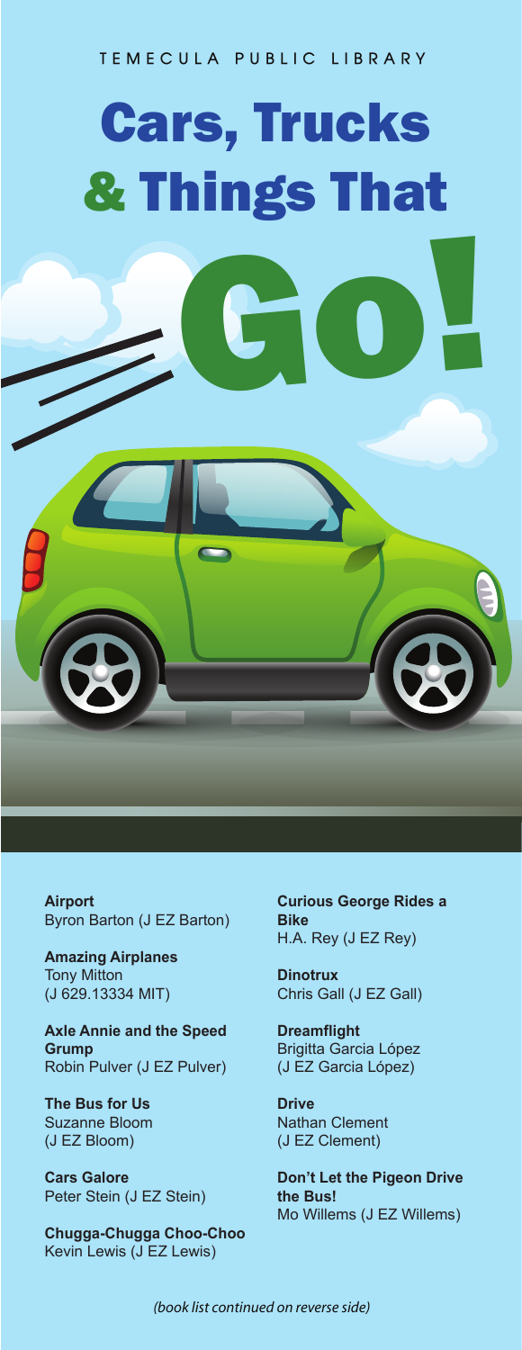TEMECULA PUBLIC LIBRARY

# Cars, Trucks & Things That Go!

**Airport**
Byron Barton (J EZ Barton)

**Amazing Airplanes**
Tony Mitton
(J 629.13334 MIT)

**Axle Annie and the Speed Grump**
Robin Pulver (J EZ Pulver)

**The Bus for Us**
Suzanne Bloom
(J EZ Bloom)

**Cars Galore**
Peter Stein (J EZ Stein)

**Chugga-Chugga Choo-Choo**
Kevin Lewis (J EZ Lewis)

**Curious George Rides a Bike**
H.A. Rey (J EZ Rey)

**Dinotrux**
Chris Gall (J EZ Gall)

**Dreamflight**
Brigitta Garcia López
(J EZ Garcia López)

**Drive**
Nathan Clement
(J EZ Clement)

**Don't Let the Pigeon Drive the Bus!**
Mo Willems (J EZ Willems)

*(book list continued on reverse side)*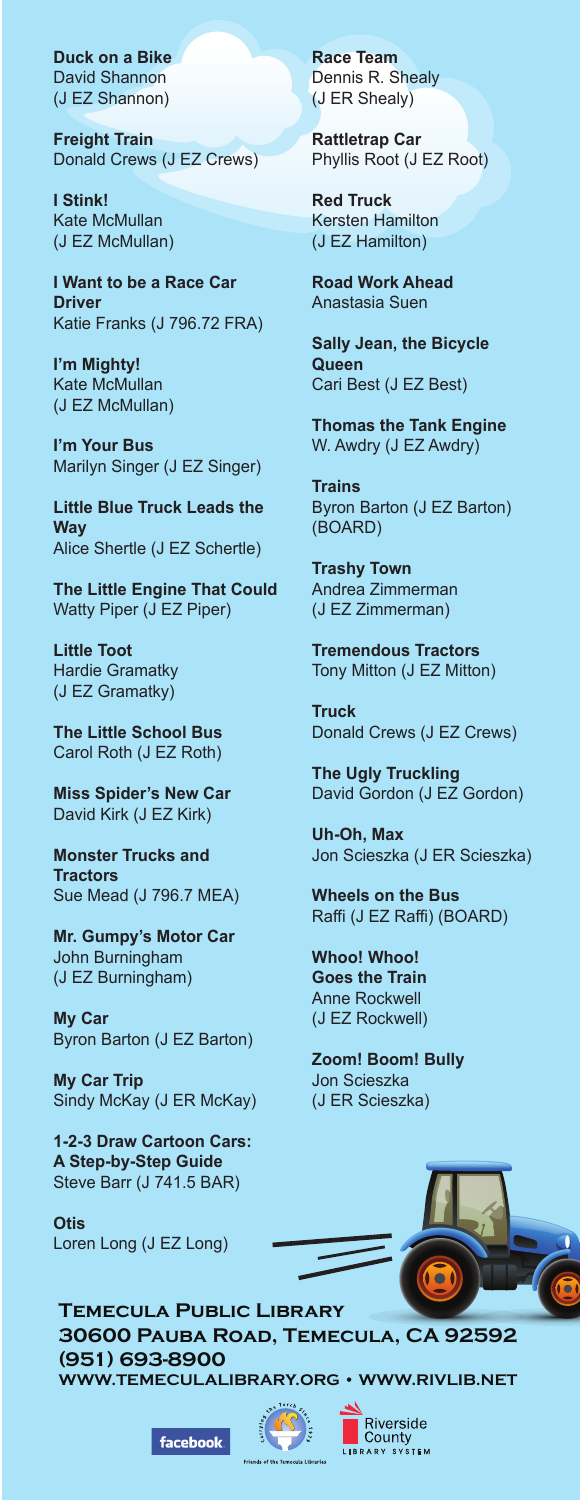**Duck on a Bike**
David Shannon
(J EZ Shannon)

**Freight Train**
Donald Crews (J EZ Crews)

**I Stink!**
Kate McMullan
(J EZ McMullan)

**I Want to be a Race Car Driver**
Katie Franks (J 796.72 FRA)

**I'm Mighty!**
Kate McMullan
(J EZ McMullan)

**I'm Your Bus**
Marilyn Singer (J EZ Singer)

**Little Blue Truck Leads the Way**
Alice Shertle (J EZ Schertle)

**The Little Engine That Could**
Watty Piper (J EZ Piper)

**Little Toot**
Hardie Gramatky
(J EZ Gramatky)

**The Little School Bus**
Carol Roth (J EZ Roth)

**Miss Spider's New Car**
David Kirk (J EZ Kirk)

**Monster Trucks and Tractors**
Sue Mead (J 796.7 MEA)

**Mr. Gumpy's Motor Car**
John Burningham
(J EZ Burningham)

**My Car**
Byron Barton (J EZ Barton)

**My Car Trip**
Sindy McKay (J ER McKay)

**1-2-3 Draw Cartoon Cars: A Step-by-Step Guide**
Steve Barr (J 741.5 BAR)

**Otis**
Loren Long (J EZ Long)

**Race Team**
Dennis R. Shealy
(J ER Shealy)

**Rattletrap Car**
Phyllis Root (J EZ Root)

**Red Truck**
Kersten Hamilton
(J EZ Hamilton)

**Road Work Ahead**
Anastasia Suen

**Sally Jean, the Bicycle Queen**
Cari Best (J EZ Best)

**Thomas the Tank Engine**
W. Awdry (J EZ Awdry)

**Trains**
Byron Barton (J EZ Barton) (BOARD)

**Trashy Town**
Andrea Zimmerman
(J EZ Zimmerman)

**Tremendous Tractors**
Tony Mitton (J EZ Mitton)

**Truck**
Donald Crews (J EZ Crews)

**The Ugly Truckling**
David Gordon (J EZ Gordon)

**Uh-Oh, Max**
Jon Scieszka (J ER Scieszka)

**Wheels on the Bus**
Raffi (J EZ Raffi) (BOARD)

**Whoo! Whoo! Goes the Train**
Anne Rockwell
(J EZ Rockwell)

**Zoom! Boom! Bully**
Jon Scieszka
(J ER Scieszka)

**Temecula Public Library**
**30600 Pauba Road, Temecula, CA 92592**
**(951) 693-8900**
**www.temeculalibrary.org • www.rivlib.net**

facebook

Friends of the Temecula Libraries

Riverside County Library System